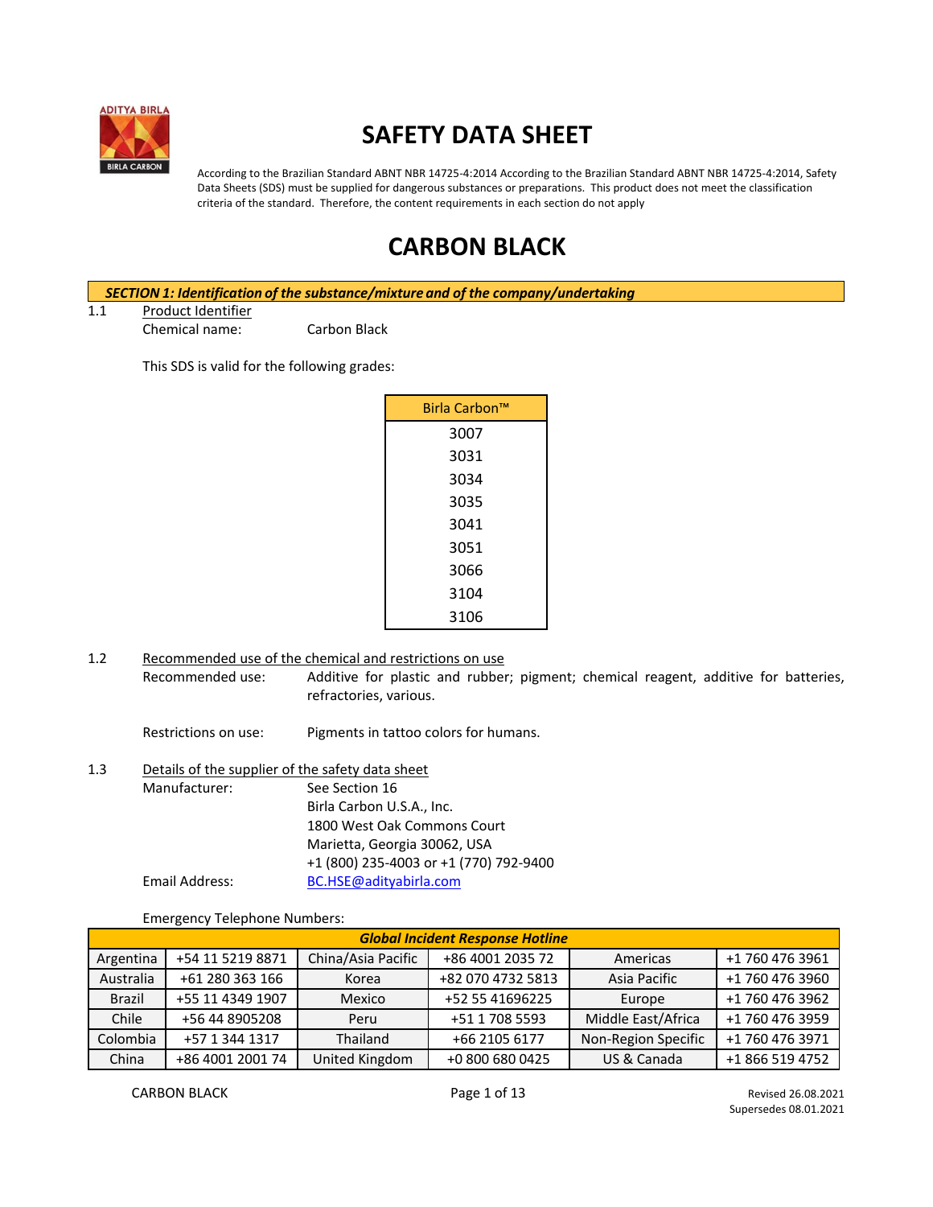# SAFETY DATA SHEET

According to the Brazilian Standard ABNT NBR 14725-4:2014 According to the Brazilian Standard ABNT NBR 14725-4:2014, Safety Data Sheets (SDS) must be supplied for dangerous substances or preparations. This product does not meet the classification criteria of the standard. Therefore, the content requirements in each section do not apply

# CARBON BLACK

## *SECTION 1: Identification of the substance/mixture and of the company/undertaking*

1.1 Product Identifier

Chemical name: Carbon Black

This SDS is valid for the following grades:

| Birla Carbon™ |
|---|
| 3007 |
| 3031 |
| 3034 |
| 3035 |
| 3041 |
| 3051 |
| 3066 |
| 3104 |
| 3106 |

1.2 Recommended use of the chemical and restrictions on use

Recommended use: Additive for plastic and rubber; pigment; chemical reagent, additive for batteries, refractories, various.

Restrictions on use: Pigments in tattoo colors for humans.

1.3 Details of the supplier of the safety data sheet

Manufacturer: See Section 16
Birla Carbon U.S.A., Inc.
1800 West Oak Commons Court
Marietta, Georgia 30062, USA
+1 (800) 235-4003 or +1 (770) 792-9400

Email Address: BC.HSE@adityabirla.com

Emergency Telephone Numbers:

| *Global Incident Response Hotline* | | | | | |
|---|---|---|---|---|---|
| Argentina | +54 11 5219 8871 | China/Asia Pacific | +86 4001 2035 72 | Americas | +1 760 476 3961 |
| Australia | +61 280 363 166 | Korea | +82 070 4732 5813 | Asia Pacific | +1 760 476 3960 |
| Brazil | +55 11 4349 1907 | Mexico | +52 55 41696225 | Europe | +1 760 476 3962 |
| Chile | +56 44 8905208 | Peru | +51 1 708 5593 | Middle East/Africa | +1 760 476 3959 |
| Colombia | +57 1 344 1317 | Thailand | +66 2105 6177 | Non-Region Specific | +1 760 476 3971 |
| China | +86 4001 2001 74 | United Kingdom | +0 800 680 0425 | US & Canada | +1 866 519 4752 |

Revised 26.08.2021
Supersedes 08.01.2021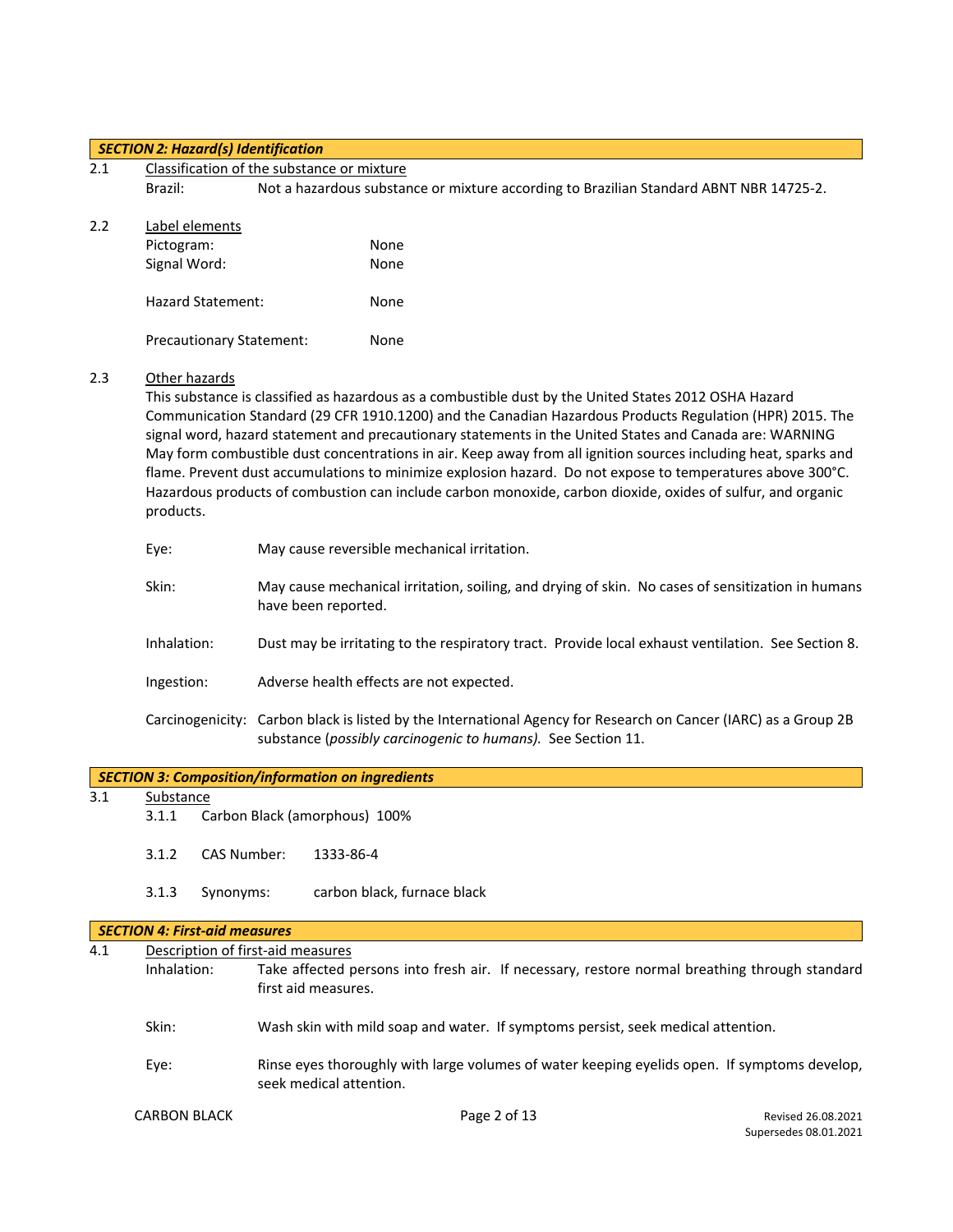## SECTION 2: Hazard(s) Identification

2.1 Classification of the substance or mixture

Brazil: Not a hazardous substance or mixture according to Brazilian Standard ABNT NBR 14725-2.

2.2 Label elements

Pictogram: None

Signal Word: None

Hazard Statement: None

Precautionary Statement: None

2.3 Other hazards

This substance is classified as hazardous as a combustible dust by the United States 2012 OSHA Hazard Communication Standard (29 CFR 1910.1200) and the Canadian Hazardous Products Regulation (HPR) 2015. The signal word, hazard statement and precautionary statements in the United States and Canada are: WARNING May form combustible dust concentrations in air. Keep away from all ignition sources including heat, sparks and flame. Prevent dust accumulations to minimize explosion hazard. Do not expose to temperatures above 300°C. Hazardous products of combustion can include carbon monoxide, carbon dioxide, oxides of sulfur, and organic products.

Eye: May cause reversible mechanical irritation.

Skin: May cause mechanical irritation, soiling, and drying of skin. No cases of sensitization in humans have been reported.

Inhalation: Dust may be irritating to the respiratory tract. Provide local exhaust ventilation. See Section 8.

Ingestion: Adverse health effects are not expected.

Carcinogenicity: Carbon black is listed by the International Agency for Research on Cancer (IARC) as a Group 2B substance (*possibly carcinogenic to humans).* See Section 11.

## SECTION 3: Composition/information on ingredients

3.1 Substance

3.1.1 Carbon Black (amorphous) 100%

3.1.2 CAS Number: 1333-86-4

3.1.3 Synonyms: carbon black, furnace black

## SECTION 4: First-aid measures

4.1 Description of first-aid measures

Inhalation: Take affected persons into fresh air. If necessary, restore normal breathing through standard first aid measures.

Skin: Wash skin with mild soap and water. If symptoms persist, seek medical attention.

Eye: Rinse eyes thoroughly with large volumes of water keeping eyelids open. If symptoms develop, seek medical attention.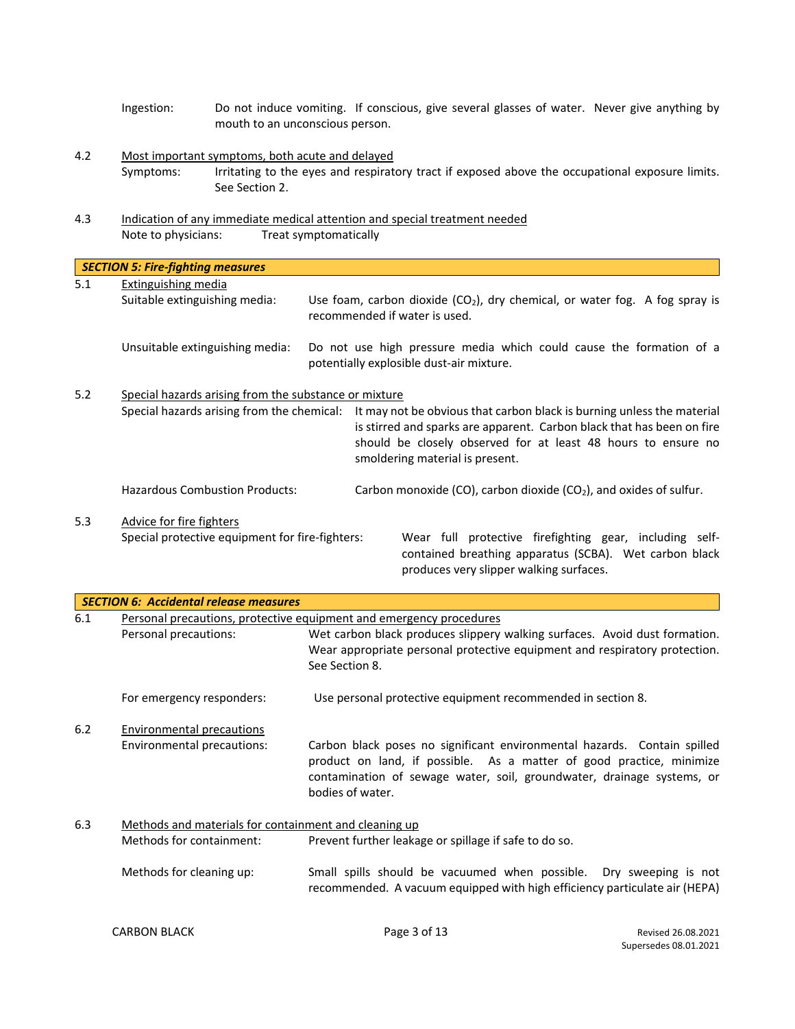Ingestion: Do not induce vomiting. If conscious, give several glasses of water. Never give anything by mouth to an unconscious person.

4.2 Most important symptoms, both acute and delayed

Symptoms: Irritating to the eyes and respiratory tract if exposed above the occupational exposure limits. See Section 2.

4.3 Indication of any immediate medical attention and special treatment needed

Note to physicians: Treat symptomatically

## *SECTION 5: Fire-fighting measures*

5.1 Extinguishing media

Suitable extinguishing media: Use foam, carbon dioxide ($CO_2$), dry chemical, or water fog. A fog spray is recommended if water is used.

Unsuitable extinguishing media: Do not use high pressure media which could cause the formation of a potentially explosible dust-air mixture.

5.2 Special hazards arising from the substance or mixture

Special hazards arising from the chemical: It may not be obvious that carbon black is burning unless the material is stirred and sparks are apparent. Carbon black that has been on fire should be closely observed for at least 48 hours to ensure no smoldering material is present.

Hazardous Combustion Products: Carbon monoxide (CO), carbon dioxide ($CO_2$), and oxides of sulfur.

5.3 Advice for fire fighters

Special protective equipment for fire-fighters: Wear full protective firefighting gear, including self-contained breathing apparatus (SCBA). Wet carbon black produces very slipper walking surfaces.

## *SECTION 6: Accidental release measures*

6.1 Personal precautions, protective equipment and emergency procedures

Personal precautions: Wet carbon black produces slippery walking surfaces. Avoid dust formation. Wear appropriate personal protective equipment and respiratory protection. See Section 8.

For emergency responders: Use personal protective equipment recommended in section 8.

6.2 Environmental precautions

Environmental precautions: Carbon black poses no significant environmental hazards. Contain spilled product on land, if possible. As a matter of good practice, minimize contamination of sewage water, soil, groundwater, drainage systems, or bodies of water.

6.3 Methods and materials for containment and cleaning up

Methods for containment: Prevent further leakage or spillage if safe to do so.

Methods for cleaning up: Small spills should be vacuumed when possible. Dry sweeping is not recommended. A vacuum equipped with high efficiency particulate air (HEPA)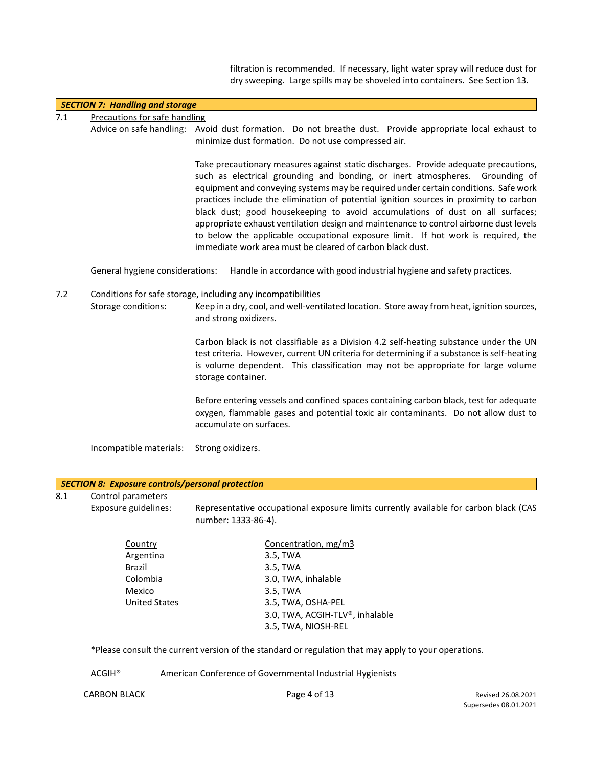filtration is recommended. If necessary, light water spray will reduce dust for dry sweeping. Large spills may be shoveled into containers. See Section 13.

## *SECTION 7: Handling and storage*

7.1 Precautions for safe handling

Advice on safe handling: Avoid dust formation. Do not breathe dust. Provide appropriate local exhaust to minimize dust formation. Do not use compressed air.

Take precautionary measures against static discharges. Provide adequate precautions, such as electrical grounding and bonding, or inert atmospheres. Grounding of equipment and conveying systems may be required under certain conditions. Safe work practices include the elimination of potential ignition sources in proximity to carbon black dust; good housekeeping to avoid accumulations of dust on all surfaces; appropriate exhaust ventilation design and maintenance to control airborne dust levels to below the applicable occupational exposure limit. If hot work is required, the immediate work area must be cleared of carbon black dust.

General hygiene considerations: Handle in accordance with good industrial hygiene and safety practices.

7.2 Conditions for safe storage, including any incompatibilities

Storage conditions: Keep in a dry, cool, and well-ventilated location. Store away from heat, ignition sources, and strong oxidizers.

Carbon black is not classifiable as a Division 4.2 self-heating substance under the UN test criteria. However, current UN criteria for determining if a substance is self-heating is volume dependent. This classification may not be appropriate for large volume storage container.

Before entering vessels and confined spaces containing carbon black, test for adequate oxygen, flammable gases and potential toxic air contaminants. Do not allow dust to accumulate on surfaces.

Incompatible materials: Strong oxidizers.

## *SECTION 8: Exposure controls/personal protection*

8.1 Control parameters

Exposure guidelines: Representative occupational exposure limits currently available for carbon black (CAS number: 1333-86-4).

| Country | Concentration, mg/m3 |
|---|---|
| Argentina | 3.5, TWA |
| Brazil | 3.5, TWA |
| Colombia | 3.0, TWA, inhalable |
| Mexico | 3.5, TWA |
| United States | 3.5, TWA, OSHA-PEL |
| | 3.0, TWA, ACGIH-TLV®, inhalable |
| | 3.5, TWA, NIOSH-REL |

*Please consult the current version of the standard or regulation that may apply to your operations.

ACGIH® American Conference of Governmental Industrial Hygienists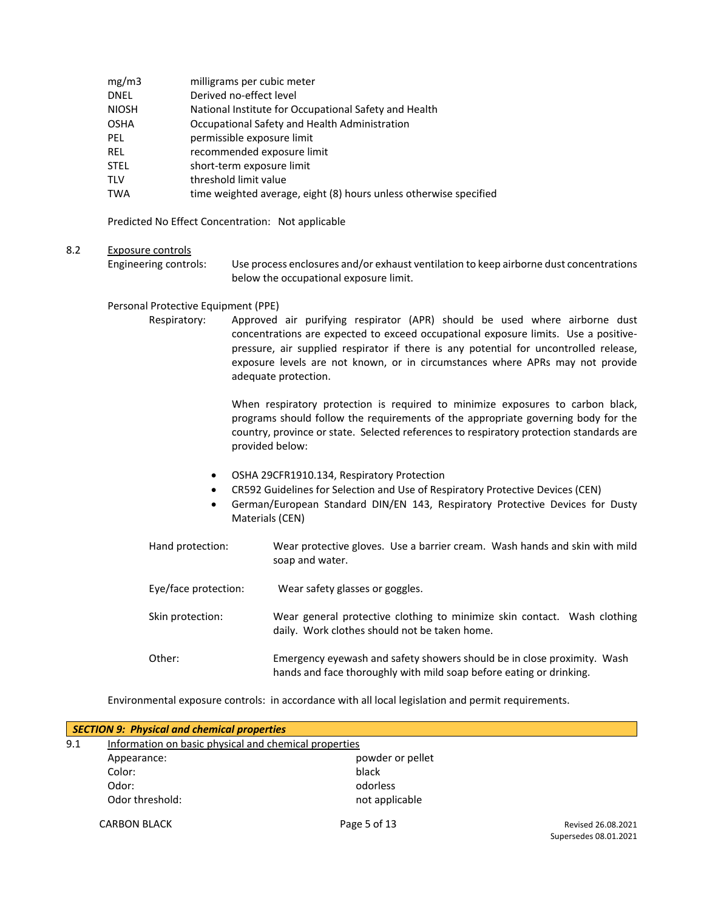| | |
|---|---|
| mg/m3 | milligrams per cubic meter |
| DNEL | Derived no-effect level |
| NIOSH | National Institute for Occupational Safety and Health |
| OSHA | Occupational Safety and Health Administration |
| PEL | permissible exposure limit |
| REL | recommended exposure limit |
| STEL | short-term exposure limit |
| TLV | threshold limit value |
| TWA | time weighted average, eight (8) hours unless otherwise specified |

Predicted No Effect Concentration: Not applicable

8.2 Exposure controls

Engineering controls: Use process enclosures and/or exhaust ventilation to keep airborne dust concentrations below the occupational exposure limit.

Personal Protective Equipment (PPE)

Respiratory: Approved air purifying respirator (APR) should be used where airborne dust concentrations are expected to exceed occupational exposure limits. Use a positive-pressure, air supplied respirator if there is any potential for uncontrolled release, exposure levels are not known, or in circumstances where APRs may not provide adequate protection.

When respiratory protection is required to minimize exposures to carbon black, programs should follow the requirements of the appropriate governing body for the country, province or state. Selected references to respiratory protection standards are provided below:

- OSHA 29CFR1910.134, Respiratory Protection
- CR592 Guidelines for Selection and Use of Respiratory Protective Devices (CEN)
- German/European Standard DIN/EN 143, Respiratory Protective Devices for Dusty Materials (CEN)

Hand protection: Wear protective gloves. Use a barrier cream. Wash hands and skin with mild soap and water.

Eye/face protection: Wear safety glasses or goggles.

Skin protection: Wear general protective clothing to minimize skin contact. Wash clothing daily. Work clothes should not be taken home.

Other: Emergency eyewash and safety showers should be in close proximity. Wash hands and face thoroughly with mild soap before eating or drinking.

Environmental exposure controls: in accordance with all local legislation and permit requirements.

## *SECTION 9: Physical and chemical properties*

9.1 Information on basic physical and chemical properties

| | |
|---|---|
| Appearance: | powder or pellet |
| Color: | black |
| Odor: | odorless |
| Odor threshold: | not applicable |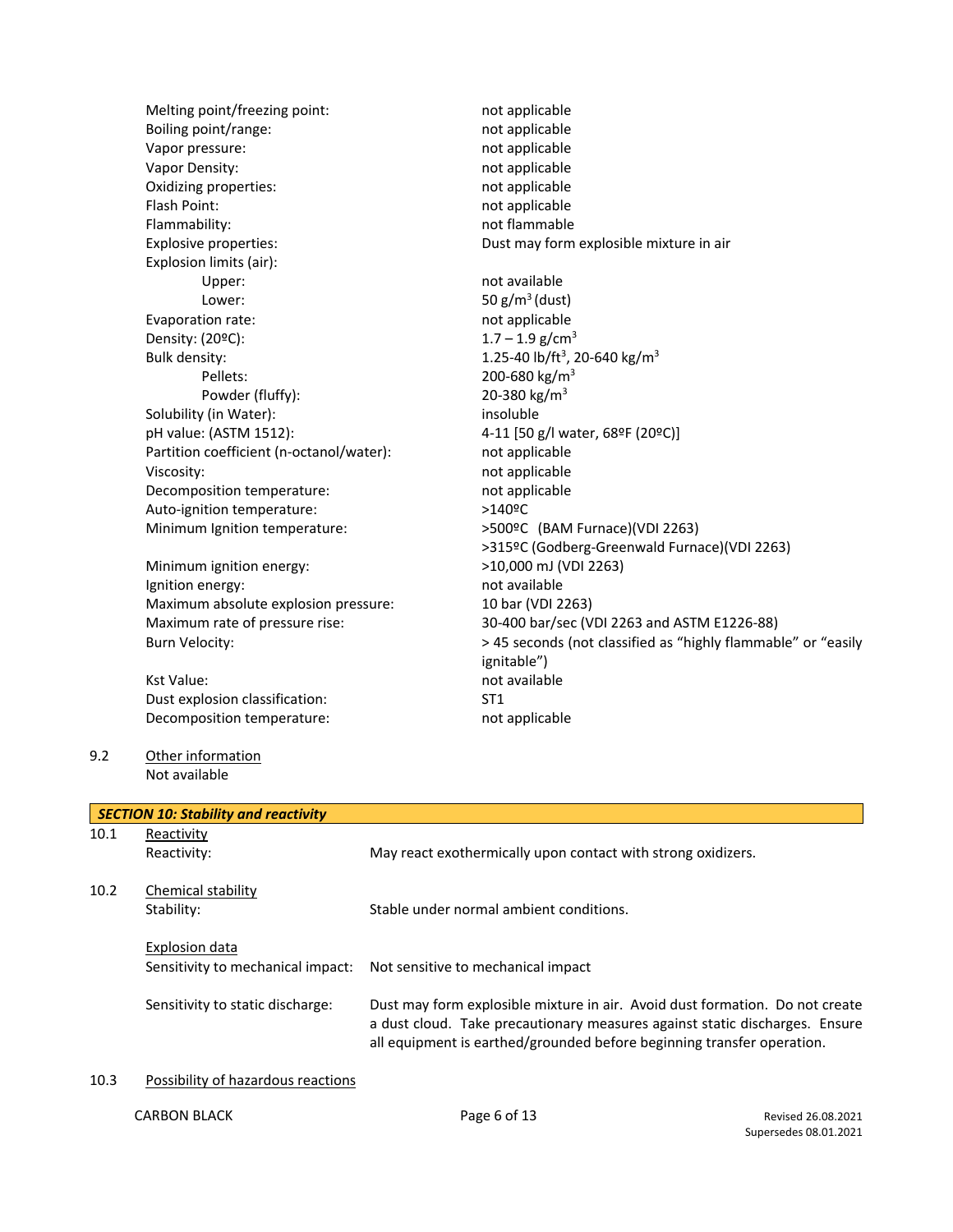| | |
|---|---|
| Melting point/freezing point: | not applicable |
| Boiling point/range: | not applicable |
| Vapor pressure: | not applicable |
| Vapor Density: | not applicable |
| Oxidizing properties: | not applicable |
| Flash Point: | not applicable |
| Flammability: | not flammable |
| Explosive properties: | Dust may form explosible mixture in air |
| Explosion limits (air): | |
| Upper: | not available |
| Lower: | 50 g/m$^3$ (dust) |
| Evaporation rate: | not applicable |
| Density: (20ºC): | 1.7 – 1.9 g/cm$^3$ |
| Bulk density: | 1.25-40 lb/ft$^3$, 20-640 kg/m$^3$ |
| Pellets: | 200-680 kg/m$^3$ |
| Powder (fluffy): | 20-380 kg/m$^3$ |
| Solubility (in Water): | insoluble |
| pH value: (ASTM 1512): | 4-11 [50 g/l water, 68ºF (20ºC)] |
| Partition coefficient (n-octanol/water): | not applicable |
| Viscosity: | not applicable |
| Decomposition temperature: | not applicable |
| Auto-ignition temperature: | >140ºC |
| Minimum Ignition temperature: | >500ºC (BAM Furnace)(VDI 2263)<br>>315ºC (Godberg-Greenwald Furnace)(VDI 2263) |
| Minimum ignition energy: | >10,000 mJ (VDI 2263) |
| Ignition energy: | not available |
| Maximum absolute explosion pressure: | 10 bar (VDI 2263) |
| Maximum rate of pressure rise: | 30-400 bar/sec (VDI 2263 and ASTM E1226-88) |
| Burn Velocity: | > 45 seconds (not classified as "highly flammable" or "easily ignitable") |
| Kst Value: | not available |
| Dust explosion classification: | ST1 |
| Decomposition temperature: | not applicable |

9.2 Other information

Not available

## *SECTION 10: Stability and reactivity*

10.1 Reactivity

Reactivity: May react exothermically upon contact with strong oxidizers.

10.2 Chemical stability

Stability: Stable under normal ambient conditions.

Explosion data

Sensitivity to mechanical impact: Not sensitive to mechanical impact

Sensitivity to static discharge: Dust may form explosible mixture in air. Avoid dust formation. Do not create a dust cloud. Take precautionary measures against static discharges. Ensure all equipment is earthed/grounded before beginning transfer operation.

10.3 Possibility of hazardous reactions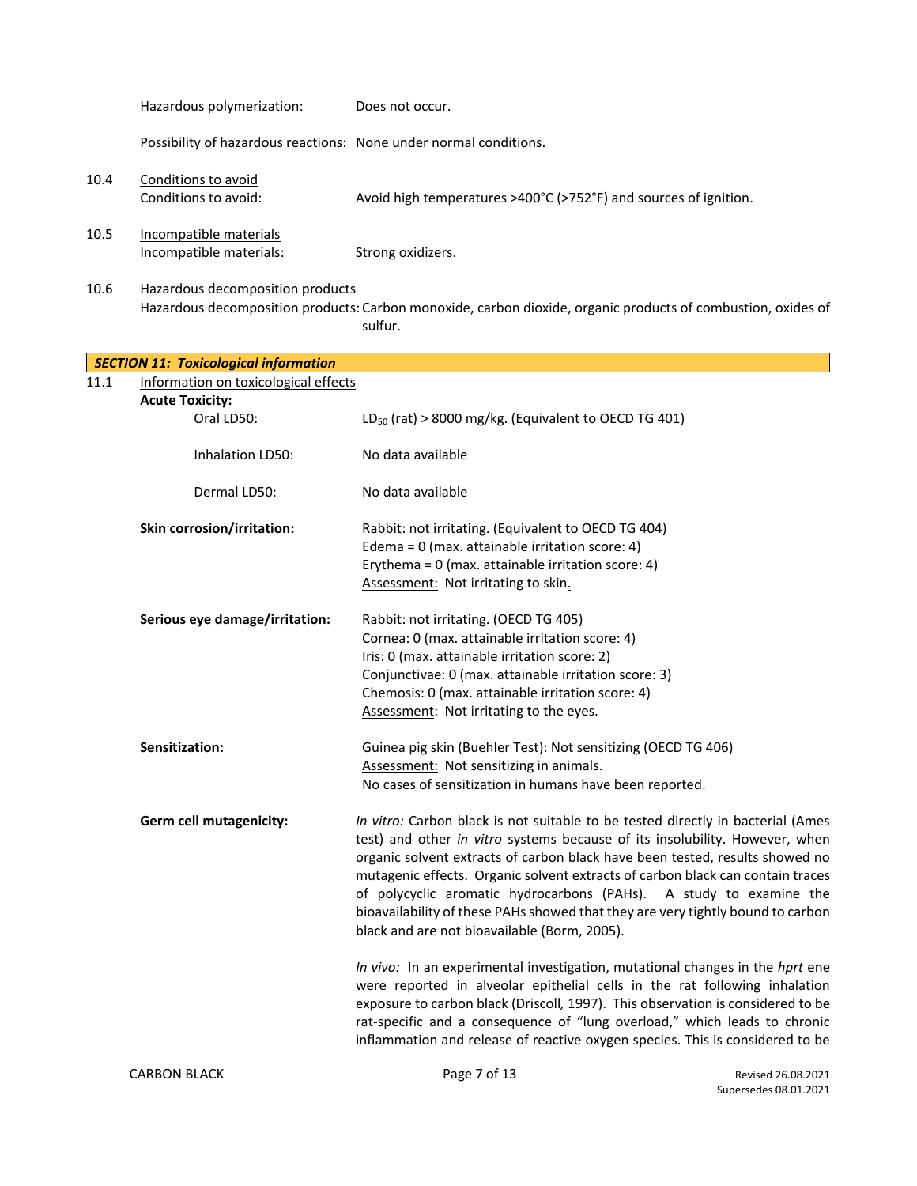Hazardous polymerization: Does not occur.

Possibility of hazardous reactions: None under normal conditions.

10.4 Conditions to avoid

Conditions to avoid: Avoid high temperatures >400°C (>752°F) and sources of ignition.

10.5 Incompatible materials

Incompatible materials: Strong oxidizers.

10.6 Hazardous decomposition products

Hazardous decomposition products: Carbon monoxide, carbon dioxide, organic products of combustion, oxides of sulfur.

## *SECTION 11: Toxicological information*

11.1 Information on toxicological effects

**Acute Toxicity:**

Oral LD50: $LD_{50}$ (rat) > 8000 mg/kg. (Equivalent to OECD TG 401)

Inhalation LD50: No data available

Dermal LD50: No data available

**Skin corrosion/irritation:** Rabbit: not irritating. (Equivalent to OECD TG 404)
Edema = 0 (max. attainable irritation score: 4)
Erythema = 0 (max. attainable irritation score: 4)
Assessment: Not irritating to skin.

**Serious eye damage/irritation:** Rabbit: not irritating. (OECD TG 405)
Cornea: 0 (max. attainable irritation score: 4)
Iris: 0 (max. attainable irritation score: 2)
Conjunctivae: 0 (max. attainable irritation score: 3)
Chemosis: 0 (max. attainable irritation score: 4)
Assessment: Not irritating to the eyes.

**Sensitization:** Guinea pig skin (Buehler Test): Not sensitizing (OECD TG 406)
Assessment: Not sensitizing in animals.
No cases of sensitization in humans have been reported.

**Germ cell mutagenicity:** *In vitro:* Carbon black is not suitable to be tested directly in bacterial (Ames test) and other *in vitro* systems because of its insolubility. However, when organic solvent extracts of carbon black have been tested, results showed no mutagenic effects. Organic solvent extracts of carbon black can contain traces of polycyclic aromatic hydrocarbons (PAHs). A study to examine the bioavailability of these PAHs showed that they are very tightly bound to carbon black and are not bioavailable (Borm, 2005).

*In vivo:* In an experimental investigation, mutational changes in the *hprt* ene were reported in alveolar epithelial cells in the rat following inhalation exposure to carbon black (Driscoll*,* 1997). This observation is considered to be rat-specific and a consequence of "lung overload," which leads to chronic inflammation and release of reactive oxygen species. This is considered to be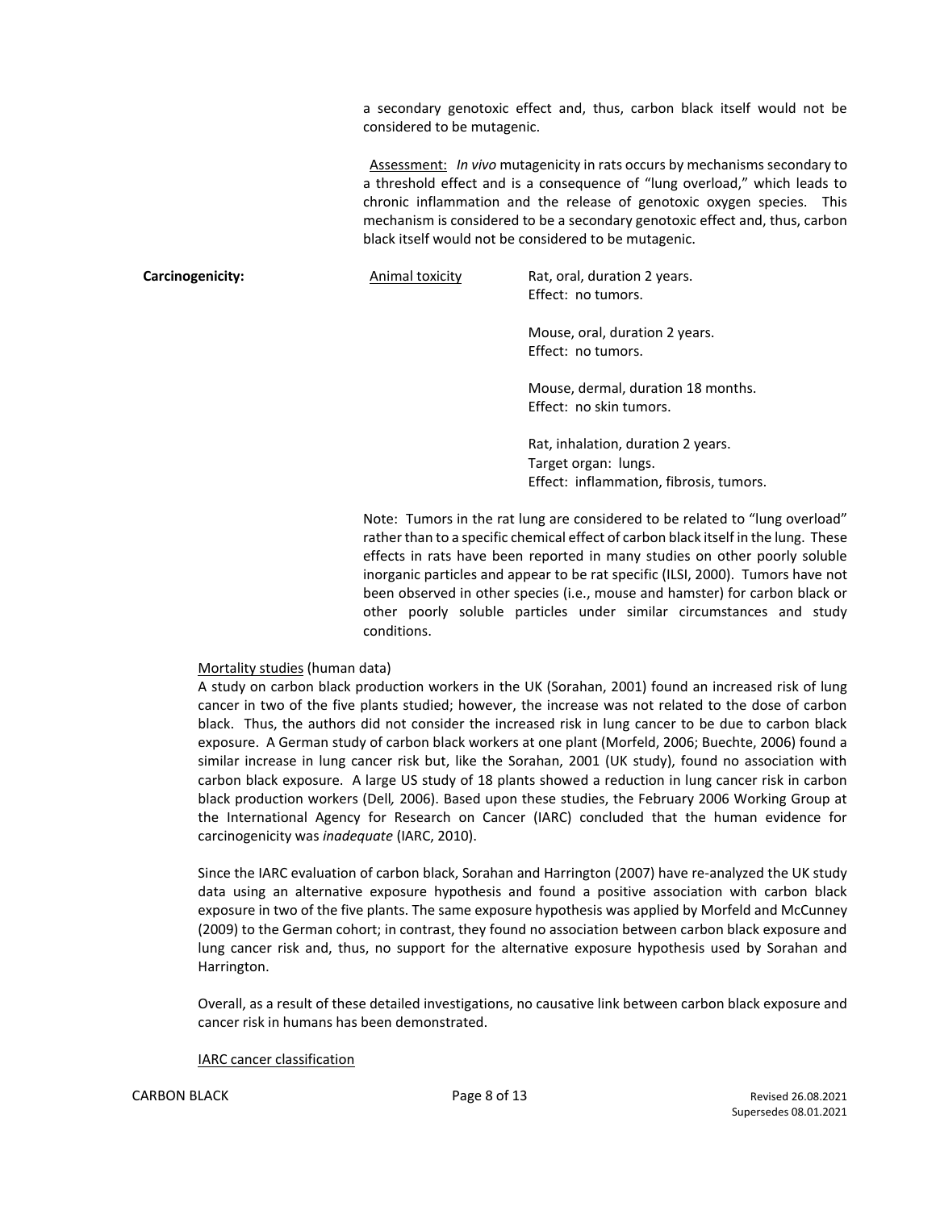a secondary genotoxic effect and, thus, carbon black itself would not be considered to be mutagenic.

Assessment: *In vivo* mutagenicity in rats occurs by mechanisms secondary to a threshold effect and is a consequence of "lung overload," which leads to chronic inflammation and the release of genotoxic oxygen species. This mechanism is considered to be a secondary genotoxic effect and, thus, carbon black itself would not be considered to be mutagenic.

**Carcinogenicity:**

Animal toxicity

Rat, oral, duration 2 years.
Effect: no tumors.

Mouse, oral, duration 2 years.
Effect: no tumors.

Mouse, dermal, duration 18 months.
Effect: no skin tumors.

Rat, inhalation, duration 2 years.
Target organ: lungs.
Effect: inflammation, fibrosis, tumors.

Note: Tumors in the rat lung are considered to be related to "lung overload" rather than to a specific chemical effect of carbon black itself in the lung. These effects in rats have been reported in many studies on other poorly soluble inorganic particles and appear to be rat specific (ILSI, 2000). Tumors have not been observed in other species (i.e., mouse and hamster) for carbon black or other poorly soluble particles under similar circumstances and study conditions.

Mortality studies (human data)
A study on carbon black production workers in the UK (Sorahan, 2001) found an increased risk of lung cancer in two of the five plants studied; however, the increase was not related to the dose of carbon black. Thus, the authors did not consider the increased risk in lung cancer to be due to carbon black exposure. A German study of carbon black workers at one plant (Morfeld, 2006; Buechte, 2006) found a similar increase in lung cancer risk but, like the Sorahan, 2001 (UK study), found no association with carbon black exposure. A large US study of 18 plants showed a reduction in lung cancer risk in carbon black production workers (Dell*,* 2006). Based upon these studies, the February 2006 Working Group at the International Agency for Research on Cancer (IARC) concluded that the human evidence for carcinogenicity was *inadequate* (IARC, 2010).

Since the IARC evaluation of carbon black, Sorahan and Harrington (2007) have re-analyzed the UK study data using an alternative exposure hypothesis and found a positive association with carbon black exposure in two of the five plants. The same exposure hypothesis was applied by Morfeld and McCunney (2009) to the German cohort; in contrast, they found no association between carbon black exposure and lung cancer risk and, thus, no support for the alternative exposure hypothesis used by Sorahan and Harrington.

Overall, as a result of these detailed investigations, no causative link between carbon black exposure and cancer risk in humans has been demonstrated.

IARC cancer classification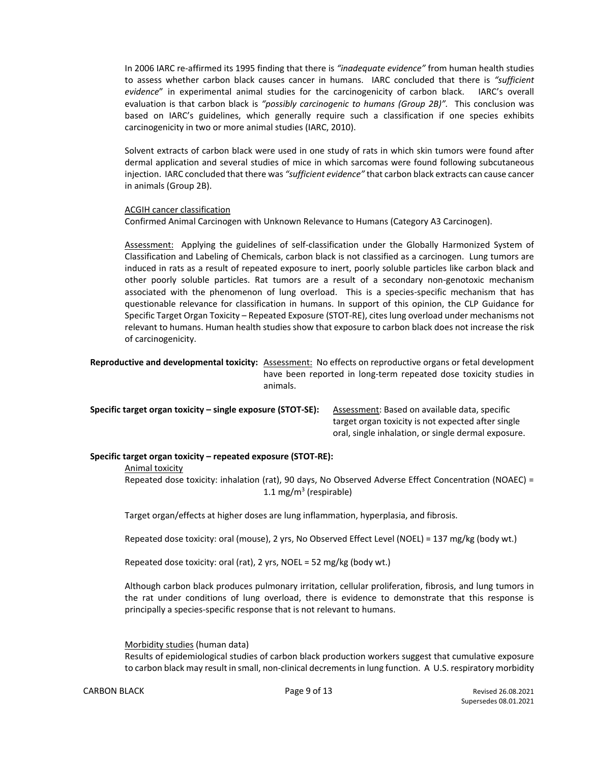In 2006 IARC re-affirmed its 1995 finding that there is *"inadequate evidence"* from human health studies to assess whether carbon black causes cancer in humans. IARC concluded that there is *"sufficient evidence*" in experimental animal studies for the carcinogenicity of carbon black. IARC's overall evaluation is that carbon black is *"possibly carcinogenic to humans (Group 2B)"*. This conclusion was based on IARC's guidelines, which generally require such a classification if one species exhibits carcinogenicity in two or more animal studies (IARC, 2010).

Solvent extracts of carbon black were used in one study of rats in which skin tumors were found after dermal application and several studies of mice in which sarcomas were found following subcutaneous injection. IARC concluded that there was *"sufficient evidence"* that carbon black extracts can cause cancer in animals (Group 2B).

<u>ACGIH cancer classification</u>
Confirmed Animal Carcinogen with Unknown Relevance to Humans (Category A3 Carcinogen).

<u>Assessment:</u> Applying the guidelines of self-classification under the Globally Harmonized System of Classification and Labeling of Chemicals, carbon black is not classified as a carcinogen. Lung tumors are induced in rats as a result of repeated exposure to inert, poorly soluble particles like carbon black and other poorly soluble particles. Rat tumors are a result of a secondary non-genotoxic mechanism associated with the phenomenon of lung overload. This is a species-specific mechanism that has questionable relevance for classification in humans. In support of this opinion, the CLP Guidance for Specific Target Organ Toxicity – Repeated Exposure (STOT-RE), cites lung overload under mechanisms not relevant to humans. Human health studies show that exposure to carbon black does not increase the risk of carcinogenicity.

**Reproductive and developmental toxicity:** <u>Assessment:</u> No effects on reproductive organs or fetal development have been reported in long-term repeated dose toxicity studies in animals.

**Specific target organ toxicity – single exposure (STOT-SE):** <u>Assessment</u>: Based on available data, specific target organ toxicity is not expected after single oral, single inhalation, or single dermal exposure.

**Specific target organ toxicity – repeated exposure (STOT-RE):**

<u>Animal toxicity</u>
Repeated dose toxicity: inhalation (rat), 90 days, No Observed Adverse Effect Concentration (NOAEC) = 1.1 mg/m$^3$ (respirable)

Target organ/effects at higher doses are lung inflammation, hyperplasia, and fibrosis.

Repeated dose toxicity: oral (mouse), 2 yrs, No Observed Effect Level (NOEL) = 137 mg/kg (body wt.)

Repeated dose toxicity: oral (rat), 2 yrs, NOEL = 52 mg/kg (body wt.)

Although carbon black produces pulmonary irritation, cellular proliferation, fibrosis, and lung tumors in the rat under conditions of lung overload, there is evidence to demonstrate that this response is principally a species-specific response that is not relevant to humans.

<u>Morbidity studies</u> (human data)
Results of epidemiological studies of carbon black production workers suggest that cumulative exposure to carbon black may result in small, non-clinical decrements in lung function. A U.S. respiratory morbidity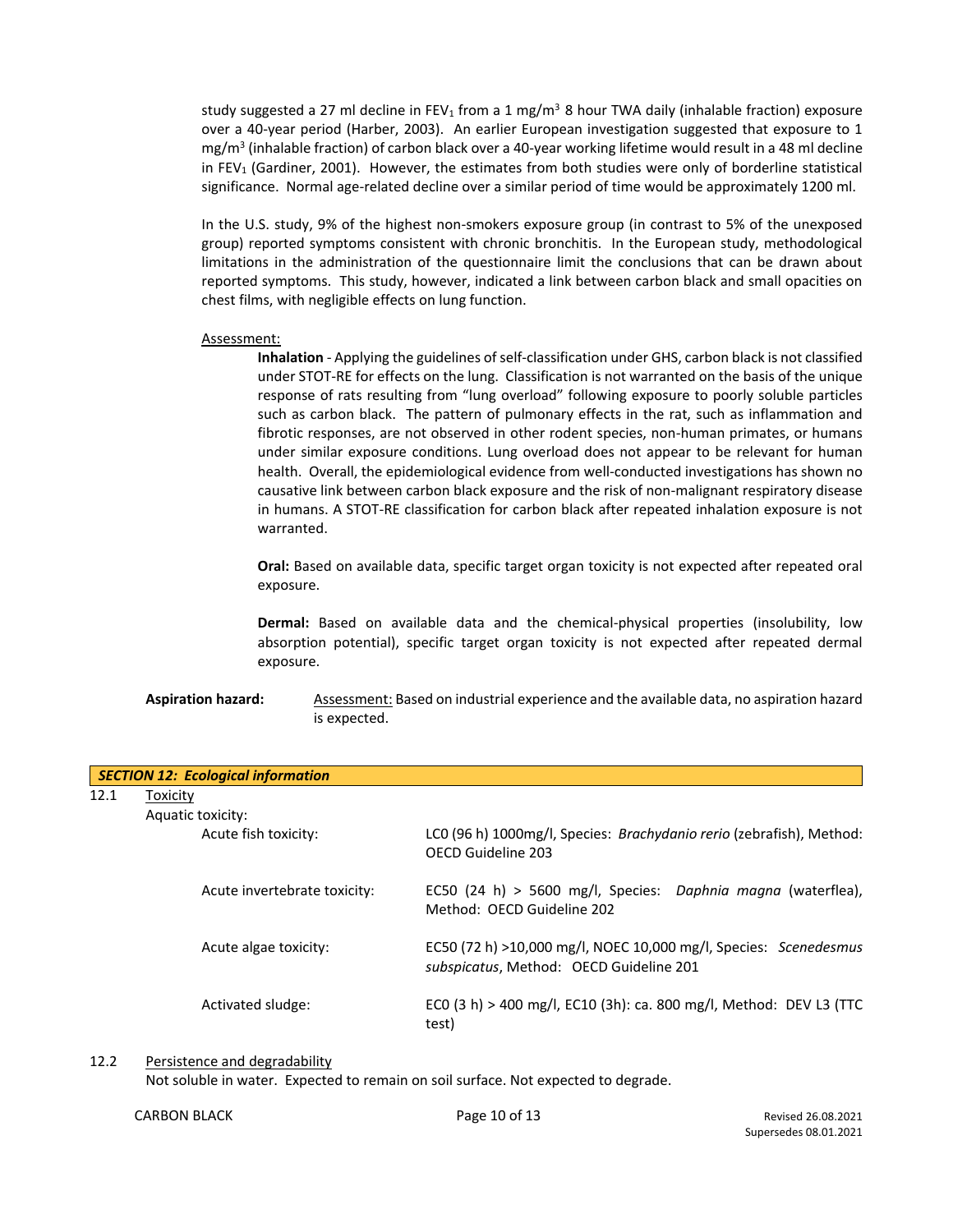study suggested a 27 ml decline in $FEV_1$ from a 1 $mg/m^3$ 8 hour TWA daily (inhalable fraction) exposure over a 40-year period (Harber, 2003). An earlier European investigation suggested that exposure to 1 $mg/m^3$ (inhalable fraction) of carbon black over a 40-year working lifetime would result in a 48 ml decline in $FEV_1$ (Gardiner, 2001). However, the estimates from both studies were only of borderline statistical significance. Normal age-related decline over a similar period of time would be approximately 1200 ml.

In the U.S. study, 9% of the highest non-smokers exposure group (in contrast to 5% of the unexposed group) reported symptoms consistent with chronic bronchitis. In the European study, methodological limitations in the administration of the questionnaire limit the conclusions that can be drawn about reported symptoms. This study, however, indicated a link between carbon black and small opacities on chest films, with negligible effects on lung function.

Assessment:

**Inhalation** - Applying the guidelines of self-classification under GHS, carbon black is not classified under STOT-RE for effects on the lung. Classification is not warranted on the basis of the unique response of rats resulting from "lung overload" following exposure to poorly soluble particles such as carbon black. The pattern of pulmonary effects in the rat, such as inflammation and fibrotic responses, are not observed in other rodent species, non-human primates, or humans under similar exposure conditions. Lung overload does not appear to be relevant for human health. Overall, the epidemiological evidence from well-conducted investigations has shown no causative link between carbon black exposure and the risk of non-malignant respiratory disease in humans. A STOT-RE classification for carbon black after repeated inhalation exposure is not warranted.

**Oral:** Based on available data, specific target organ toxicity is not expected after repeated oral exposure.

**Dermal:** Based on available data and the chemical-physical properties (insolubility, low absorption potential), specific target organ toxicity is not expected after repeated dermal exposure.

**Aspiration hazard:** Assessment: Based on industrial experience and the available data, no aspiration hazard is expected.

## *SECTION 12: Ecological information*

12.1 Toxicity

Aquatic toxicity:

| | |
|---|---|
| Acute fish toxicity: | LC0 (96 h) 1000mg/l, Species: *Brachydanio rerio* (zebrafish), Method: OECD Guideline 203 |
| Acute invertebrate toxicity: | EC50 (24 h) > 5600 mg/l, Species: *Daphnia magna* (waterflea), Method: OECD Guideline 202 |
| Acute algae toxicity: | EC50 (72 h) >10,000 mg/l, NOEC 10,000 mg/l, Species: *Scenedesmus subspicatus*, Method: OECD Guideline 201 |
| Activated sludge: | EC0 (3 h) > 400 mg/l, EC10 (3h): ca. 800 mg/l, Method: DEV L3 (TTC test) |

12.2 Persistence and degradability

Not soluble in water. Expected to remain on soil surface. Not expected to degrade.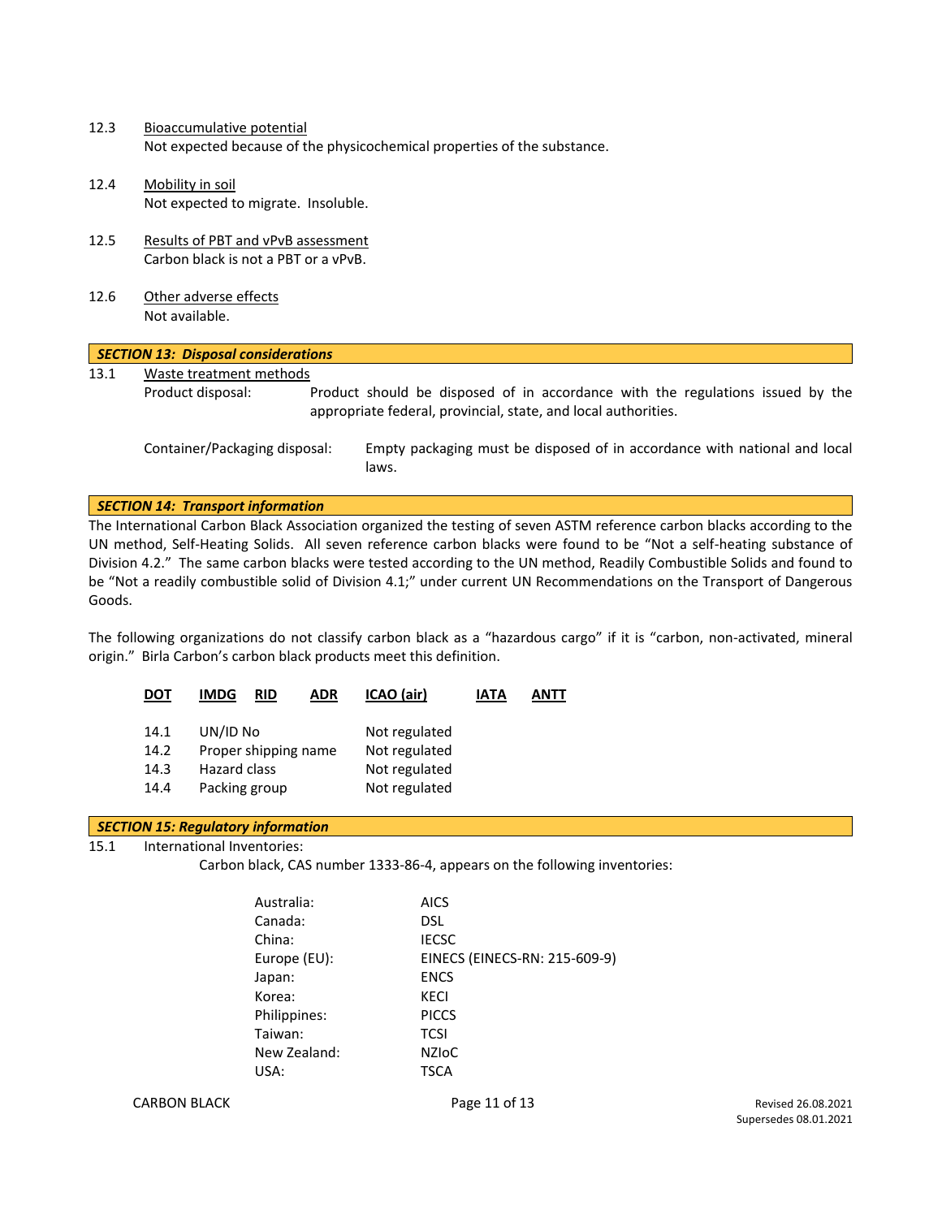12.3 Bioaccumulative potential

Not expected because of the physicochemical properties of the substance.

12.4 Mobility in soil

Not expected to migrate. Insoluble.

12.5 Results of PBT and vPvB assessment

Carbon black is not a PBT or a vPvB.

12.6 Other adverse effects

Not available.

## *SECTION 13: Disposal considerations*

13.1 Waste treatment methods

Product disposal: Product should be disposed of in accordance with the regulations issued by the appropriate federal, provincial, state, and local authorities.

Container/Packaging disposal: Empty packaging must be disposed of in accordance with national and local laws.

## *SECTION 14: Transport information*

The International Carbon Black Association organized the testing of seven ASTM reference carbon blacks according to the UN method, Self-Heating Solids. All seven reference carbon blacks were found to be "Not a self-heating substance of Division 4.2." The same carbon blacks were tested according to the UN method, Readily Combustible Solids and found to be "Not a readily combustible solid of Division 4.1;" under current UN Recommendations on the Transport of Dangerous Goods.

The following organizations do not classify carbon black as a "hazardous cargo" if it is "carbon, non-activated, mineral origin." Birla Carbon's carbon black products meet this definition.

DOT IMDG RID ADR ICAO (air) IATA ANTT

| | | |
|---|---|---|
| 14.1 | UN/ID No | Not regulated |
| 14.2 | Proper shipping name | Not regulated |
| 14.3 | Hazard class | Not regulated |
| 14.4 | Packing group | Not regulated |

## *SECTION 15: Regulatory information*

15.1 International Inventories:

Carbon black, CAS number 1333-86-4, appears on the following inventories:

| | |
|---|---|
| Australia: | AICS |
| Canada: | DSL |
| China: | IECSC |
| Europe (EU): | EINECS (EINECS-RN: 215-609-9) |
| Japan: | ENCS |
| Korea: | KECI |
| Philippines: | PICCS |
| Taiwan: | TCSI |
| New Zealand: | NZIoC |
| USA: | TSCA |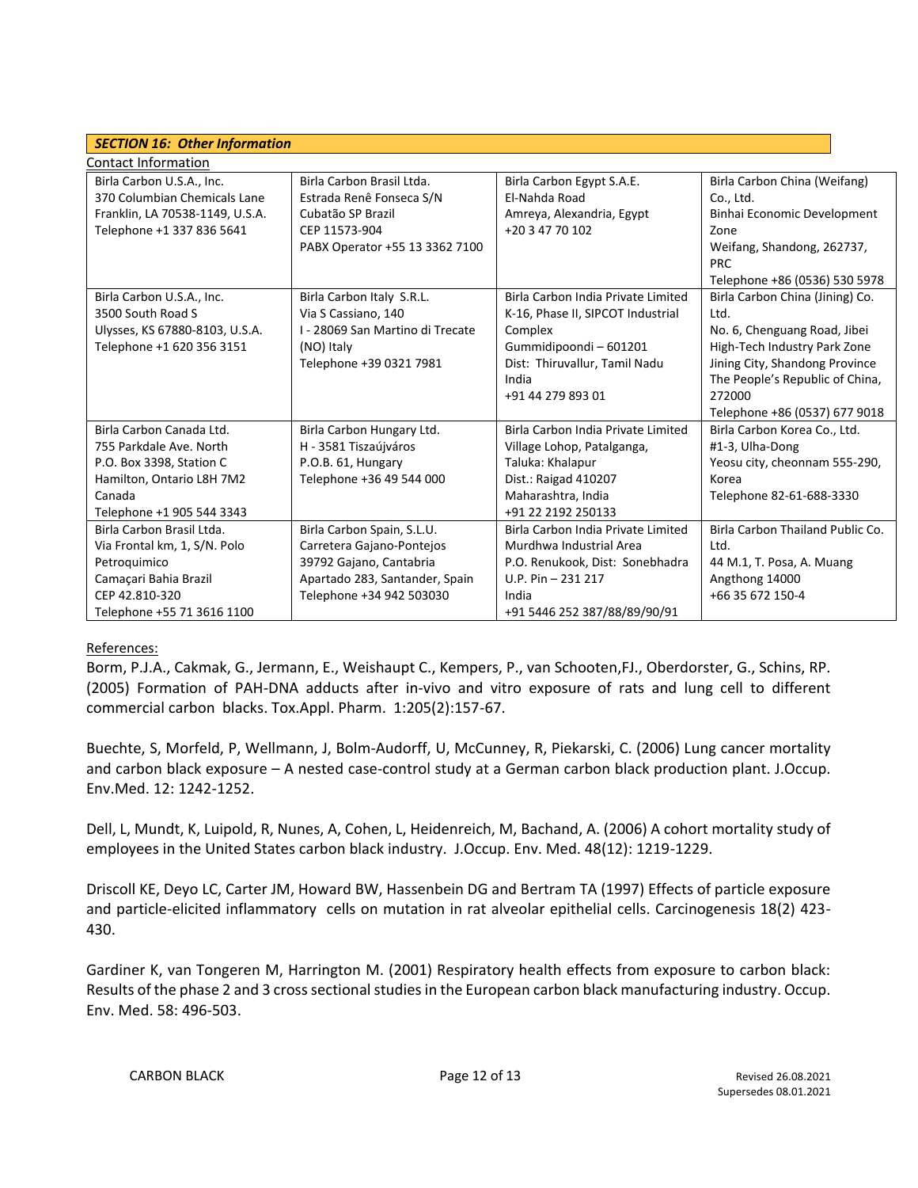## *SECTION 16: Other Information*

Contact Information

| | | | |
|---|---|---|---|
| Birla Carbon U.S.A., Inc.<br>370 Columbian Chemicals Lane<br>Franklin, LA 70538-1149, U.S.A.<br>Telephone +1 337 836 5641 | Birla Carbon Brasil Ltda.<br>Estrada Renê Fonseca S/N<br>Cubatão SP Brazil<br>CEP 11573-904<br>PABX Operator +55 13 3362 7100 | Birla Carbon Egypt S.A.E.<br>El-Nahda Road<br>Amreya, Alexandria, Egypt<br>+20 3 47 70 102 | Birla Carbon China (Weifang) Co., Ltd.<br>Binhai Economic Development Zone<br>Weifang, Shandong, 262737, PRC<br>Telephone +86 (0536) 530 5978 |
| Birla Carbon U.S.A., Inc.<br>3500 South Road S<br>Ulysses, KS 67880-8103, U.S.A.<br>Telephone +1 620 356 3151 | Birla Carbon Italy S.R.L.<br>Via S Cassiano, 140<br>I - 28069 San Martino di Trecate (NO) Italy<br>Telephone +39 0321 7981 | Birla Carbon India Private Limited<br>K-16, Phase II, SIPCOT Industrial Complex<br>Gummidipoondi – 601201<br>Dist: Thiruvallur, Tamil Nadu<br>India<br>+91 44 279 893 01 | Birla Carbon China (Jining) Co. Ltd.<br>No. 6, Chenguang Road, Jibei High-Tech Industry Park Zone<br>Jining City, Shandong Province<br>The People's Republic of China, 272000<br>Telephone +86 (0537) 677 9018 |
| Birla Carbon Canada Ltd.<br>755 Parkdale Ave. North<br>P.O. Box 3398, Station C<br>Hamilton, Ontario L8H 7M2<br>Canada<br>Telephone +1 905 544 3343 | Birla Carbon Hungary Ltd.<br>H - 3581 Tiszaújváros<br>P.O.B. 61, Hungary<br>Telephone +36 49 544 000 | Birla Carbon India Private Limited<br>Village Lohop, Patalganga,<br>Taluka: Khalapur<br>Dist.: Raigad 410207<br>Maharashtra, India<br>+91 22 2192 250133 | Birla Carbon Korea Co., Ltd.<br>#1-3, Ulha-Dong<br>Yeosu city, cheonnam 555-290, Korea<br>Telephone 82-61-688-3330 |
| Birla Carbon Brasil Ltda.<br>Via Frontal km, 1, S/N. Polo Petroquimico<br>Camaçari Bahia Brazil<br>CEP 42.810-320<br>Telephone +55 71 3616 1100 | Birla Carbon Spain, S.L.U.<br>Carretera Gajano-Pontejos<br>39792 Gajano, Cantabria<br>Apartado 283, Santander, Spain<br>Telephone +34 942 503030 | Birla Carbon India Private Limited<br>Murdhwa Industrial Area<br>P.O. Renukook, Dist: Sonebhadra<br>U.P. Pin – 231 217<br>India<br>+91 5446 252 387/88/89/90/91 | Birla Carbon Thailand Public Co. Ltd.<br>44 M.1, T. Posa, A. Muang<br>Angthong 14000<br>+66 35 672 150-4 |

References:

Borm, P.J.A., Cakmak, G., Jermann, E., Weishaupt C., Kempers, P., van Schooten,FJ., Oberdorster, G., Schins, RP. (2005) Formation of PAH-DNA adducts after in-vivo and vitro exposure of rats and lung cell to different commercial carbon blacks. Tox.Appl. Pharm. 1:205(2):157-67.

Buechte, S, Morfeld, P, Wellmann, J, Bolm-Audorff, U, McCunney, R, Piekarski, C. (2006) Lung cancer mortality and carbon black exposure – A nested case-control study at a German carbon black production plant. J.Occup. Env.Med. 12: 1242-1252.

Dell, L, Mundt, K, Luipold, R, Nunes, A, Cohen, L, Heidenreich, M, Bachand, A. (2006) A cohort mortality study of employees in the United States carbon black industry. J.Occup. Env. Med. 48(12): 1219-1229.

Driscoll KE, Deyo LC, Carter JM, Howard BW, Hassenbein DG and Bertram TA (1997) Effects of particle exposure and particle-elicited inflammatory cells on mutation in rat alveolar epithelial cells. Carcinogenesis 18(2) 423-430.

Gardiner K, van Tongeren M, Harrington M. (2001) Respiratory health effects from exposure to carbon black: Results of the phase 2 and 3 cross sectional studies in the European carbon black manufacturing industry. Occup. Env. Med. 58: 496-503.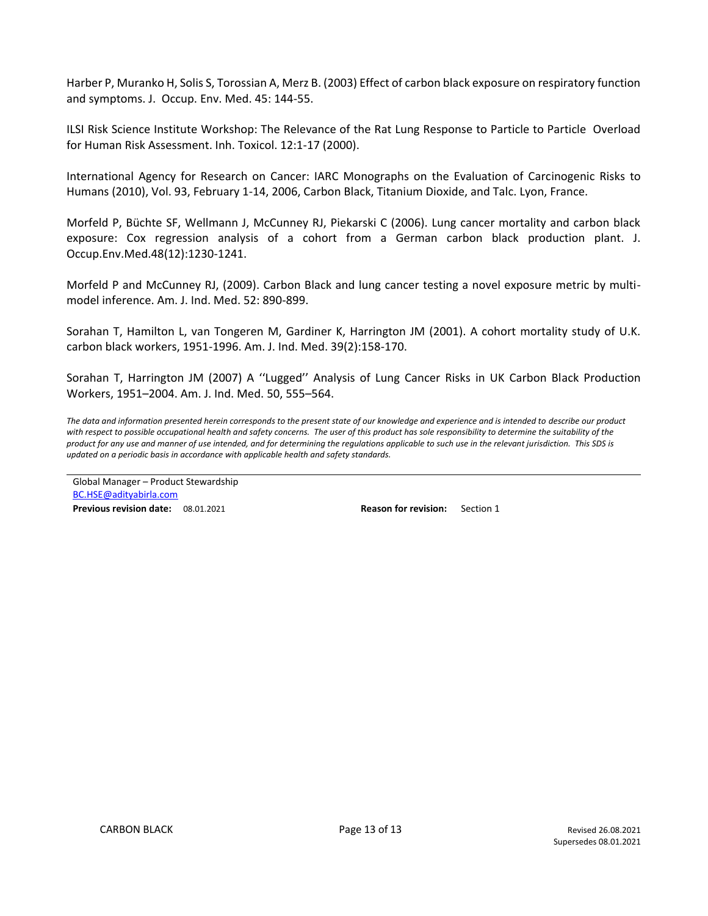Harber P, Muranko H, Solis S, Torossian A, Merz B. (2003) Effect of carbon black exposure on respiratory function and symptoms. J. Occup. Env. Med. 45: 144-55.

ILSI Risk Science Institute Workshop: The Relevance of the Rat Lung Response to Particle to Particle Overload for Human Risk Assessment. Inh. Toxicol. 12:1-17 (2000).

International Agency for Research on Cancer: IARC Monographs on the Evaluation of Carcinogenic Risks to Humans (2010), Vol. 93, February 1-14, 2006, Carbon Black, Titanium Dioxide, and Talc. Lyon, France.

Morfeld P, Büchte SF, Wellmann J, McCunney RJ, Piekarski C (2006). Lung cancer mortality and carbon black exposure: Cox regression analysis of a cohort from a German carbon black production plant. J. Occup.Env.Med.48(12):1230-1241.

Morfeld P and McCunney RJ, (2009). Carbon Black and lung cancer testing a novel exposure metric by multi-model inference. Am. J. Ind. Med. 52: 890-899.

Sorahan T, Hamilton L, van Tongeren M, Gardiner K, Harrington JM (2001). A cohort mortality study of U.K. carbon black workers, 1951-1996. Am. J. Ind. Med. 39(2):158-170.

Sorahan T, Harrington JM (2007) A ''Lugged'' Analysis of Lung Cancer Risks in UK Carbon Black Production Workers, 1951–2004. Am. J. Ind. Med. 50, 555–564.

*The data and information presented herein corresponds to the present state of our knowledge and experience and is intended to describe our product with respect to possible occupational health and safety concerns. The user of this product has sole responsibility to determine the suitability of the product for any use and manner of use intended, and for determining the regulations applicable to such use in the relevant jurisdiction. This SDS is updated on a periodic basis in accordance with applicable health and safety standards.*

---

Global Manager – Product Stewardship
BC.HSE@adityabirla.com

**Previous revision date:** 08.01.2021 **Reason for revision:** Section 1

CARBON BLACK Revised 26.08.2021
Supersedes 08.01.2021